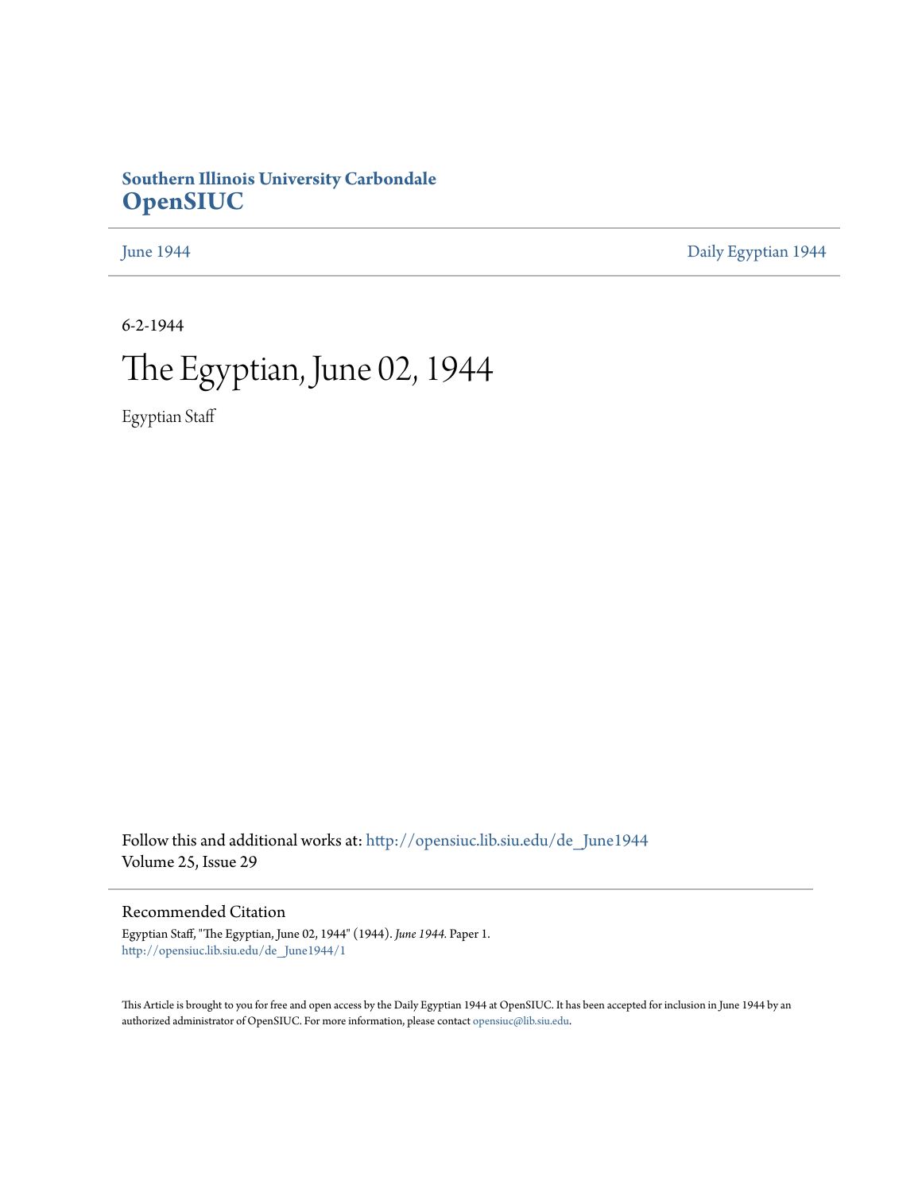**Southern Illinois University Carbondale**
**OpenSIUC**

June 1944 | Daily Egyptian 1944

6-2-1944

# The Egyptian, June 02, 1944

Egyptian Staff

Follow this and additional works at: http://opensiuc.lib.siu.edu/de_June1944
Volume 25, Issue 29

## Recommended Citation

Egyptian Staff, "The Egyptian, June 02, 1944" (1944). *June 1944.* Paper 1.
http://opensiuc.lib.siu.edu/de_June1944/1

This Article is brought to you for free and open access by the Daily Egyptian 1944 at OpenSIUC. It has been accepted for inclusion in June 1944 by an authorized administrator of OpenSIUC. For more information, please contact opensiuc@lib.siu.edu.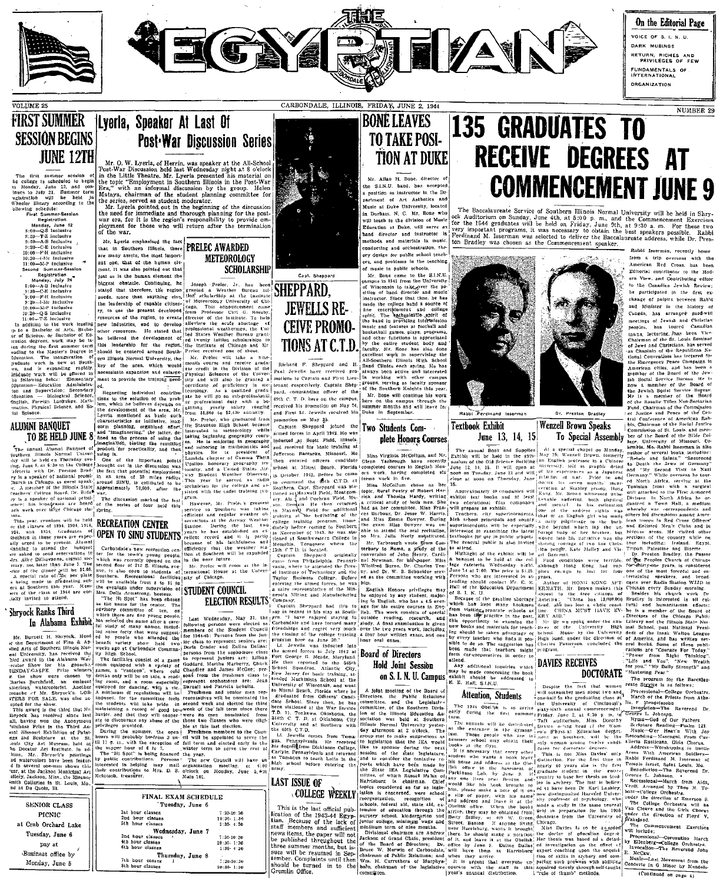# THE EGYPTIAN

On the Editorial Page

VOICE OF S. I. N. U.
DARK MUSINGS
RETURN, RICHES AND PRIVILEGES OF FEW
FUNDAMENTALS OF INTERNATIONAL ORGANIZATION

VOLUME 25 — CARBONDALE, ILLINOIS, FRIDAY, JUNE 2, 1944 — NUMBER 29

## FIRST SUMMER SESSION BEGINS JUNE 12TH

The first summer session of the college is scheduled to begin on Monday, June 12, and continues to July 21. Summer term registration will be held in Wheeler library according to the following schedule:

First Summer-Session Registration
Monday, June 12
8:00—Q-S Inclusive
8:30—T-Z Inclusive
9:00—A-B Inclusive
9:30—C-E Inclusive
10:00—F-H Inclusive
10:30—I-Mc Inclusive
11:00—M-P Inclusive

Second Summer-Session Registration
Monday, July 24
8:00—A-B Inclusive
8:30—C-E Inclusive
9:00—F-H Inclusive
9:30—I-Mc Inclusive
10:00—M-P Inclusive
10:30—Q-S Inclusive
11:00—T-Z Inclusive

In addition to the work leading up to a Bachelor of Arts, Bachelor of Science, or Bachelor of Education degrees, work may be taken during the first summer term leading to the Master's Degree in Education. The inauguration of graduate work is new at Southern, and is expanding rapidly. Graduate work will be offered in the following fields: Elementary Education—Education Administration and Supervision; Secondary Education — Biological Science, English, Foreign Language, Mathematics, Physical Science, and Social Science.

## ALUMNI BANQUET TO BE HELD JUNE 8

The annual Alumni Banquet of Southern Illinois Normal University will be held on Thursday evening, June 8, at 6:30 in the College Cafeteria with Dr. Preston Bradley as speaker of national prominence. Dr. Bradley is pastor of the People's Church in Chicago, as guest speaker. A member of the Illinois State Teachers College Board, Dr. Bradley is a speaker of national prominence; his broadcasts are heard each week over the Chicago stations.

This year reunions will be held for classes of 1894, 1904, 1914, 1924, and 1934. Graduates of Southern in these years are especially urged to be present. Alumni planning to attend the banquet are asked to send reservations to Mrs. Allce DiGiovanna, alumni secretary, not later than June 5. The price of the dinner will be $1.00. A special rate of 75c per plate is being made to graduating seniors at Southern this year. Members of the class of 1944 are cordially invited to attend.

## Shryock Ranks Third In Alabama Exhibit

Mr. Burnett H. Shryock, Head of the Department of Fine & Applied Arts of Southern Illinois Normal University, has received the third award in the Alabama Watercolor Show for his gouache, "SUNDAY-GASPE. Prize winners in the show were chosen by Charles Burchfield, an eminent American watercolorist. Another gouache of Mr. Shryock's, "LOBSTERS FOR SALE, was also accepted for the show.

This award is the third that Mr. Shryock has received this school year. The first was in the Anonymous Purchase Prize in the Third Annual Missouri Exhibition of Paintings and Sculpture at the St. Louis City Art Museum, held at the Decatur Art Institute, in addition Mr. Shryock's paintings and watercolors have been featured in several one-man shows this year, at the Jackson Municipal Art Gallery, Jackson, Miss. the Eleanor Smith Galleries in St. Louis, Mo., and at Du Quoin, Ill.

**SENIOR CLASS PICNIC**
at Crab Orchard Lake
Tuesday, June 6
pay at
Business office by
Monday, June 5

## Lyerla, Speaker At Last Of Post-War Discussion Series

Mr. O. W. Lyerla, of Herrin, was speaker at the All-School Post-War Discussion held last Wednesday night at 8 o'clock in the Little Theatre. Mr. Lyerla presented his material on the topic "Employment in Southern Illinois in the Post-War Era," with an informal discussion by the group. Helen Mataya, chairman of the student planning committee for the series, served as student moderator.

Mr. Lyerla pointed out in the beginning of the discussion the need for immediate and thorough planning for the post-war era, for it is the region's responsibility to provide employment for those who will return after the termination of the war.

Mr. Lyerla emphasized the fact that in Southern Illinois, there are many assets, the most important one, that of the human element. It was also pointed out that just so is the human element the biggest obstacle. Continuing, he stated that therefore, the region needs, more than anything else, the leadership of capable citizenry, to use the present developed resources of the region, to create new industries, and to develop other resources. He stated that he believed the development of this leadership for the region, should be centered around Southern Illinois Normal University, the key of the area, which would necessitate expansion and enlargement to provide the training needed.

Regarding individual contributions to the solution of the problem, which he believes depends on the development of the area, Mr. Lyerla mentioned as basic such characteristics as initiative, long-term planning, organized effort, and "imagineering," the latter, defined as the process of using the imagination, testing the resulting product for practicality, and then using it.

One of the important points brought out in the discussion was the fact that potential employment in an area of 30 miles radius around SINU, is estimated to be approximately 70,000, after the war.

The discussion marked the last of the series of four held this spring.

## RECREATION CENTER OPEN TO SINU STUDENTS

Carbondale's new recreation center for the town's young people, which was recently opened on the second floor of 212 S. Illinois avenue, is also open to students of Southern. Recreational facilities will be available from 4 to 11 in the evenings under supervision of Mrs. Della Armstrong, hostess.

"The Hi Spot" has been chosen as the name for the center. The advisory committee of ten, on which there are five young people, has selected the name after a careful study of many names, including some forty that were suggested by people who attended the benefit variety show held two weeks ago at Carbondale Community High School.

The facilities consist of a game room equipped with a variety of games, a "canteen", where cold drinks only will be on sale, a reading room, and a room especially equipped for dancing, with a vic. A minimum of regulations will be imposed, for the committee feels the students will take pride in maintaining a record of good behavior and that they will cooperate to discourage any abuse of the privileges provided.

During the summer, the open hours will probably be from 3 until 11 p. m., with the exception of the supper hour of 6 to 7.

"The Hi Spot" is being financed by public contributions. Persons interested in helping may mail their contributions to Mrs. D. S. McIntosh, treasurer.

## PRELEC AWARDED METEOROLOGY SCHOLARSHIP

Joseph Prelec, Jr., has been granted a Weather Bureau tuition scholarship at the Institute of Meteorology University of Chicago. This announcement came from Professor Carl G. Rossby, director of the Institute. To help alleviate the acute shortage of professional weathermen, the United States Weather Bureau granted twenty tuition scholarships to the Institute of Chicago, and Mr. Prelec received one of these.

Mr. Prelec will take a nine-month course and receive graduate credit in the Division of the Physical Sciences of the University and will also be granted a certificate of proficiency in meteorology. As a qualified graduate he will go on sub-professional or professional duty with a beginning yearly salary ranging from $1,860 to $2,430 annually.

Mr. Prelec, who graduated from the Staunton High School became interested in meteorology while taking beginning geography courses. He is majoring in geography and minoring in mathematics and physics. He is president of Lambda chapter of Gamma Theta Upsilon honorary geography fraternity, and a United States Airway Student Weather Observer. This year he served as radio technician for the college and assisted with the cadet training program.

However, Mr. Prelec's greatest service to Southern was taking efficient and regular weather observations at the Airway Weather Station. During the last two years he has established an excellent record and it is partly because of his faithfulness and efficiency that the weather station of Southern will be expanded in the near future.

Mr. Prelec will room at the International House at the University of Chicago.

## STUDENT COUNCIL ELECTION RESULTS

Last Wednesday, May 31, the following persons were elected as members of the Student Council for 1944-45: Persons from the junior class to represent seniors are: Doris Crader and Euline Dallas; persons from the sophomore class to represent juniors are: Lillian Goddard, Martha Marberry, Chuck Chandler and James McGee; persons from the freshman class to represent sophomores are: Jean Darnall and Patricia Schulta.

Freshmen and senior men representatives will be nominated the second week and elected the third week of the fall term since there were no men nominated from those two classes who were eligible at the last election.

Freshman members to the Council will be appointed to serve the fall term and elected early in the winter term to serve the rest of the year.

The new Council will have an organization meeting at 5 o'clock on Monday, June 5, in Main 101.

**FINAL EXAM SCHEDULE**

| Tuesday, June 6 | |
|---|---|
| 1st hour classes | 7:30-10:30 |
| 2nd hour classes | 10:30-1:30 |
| 5th hour classes | 1:30-4:30 |
| **Wednesday, June 7** | |
| 3rd hour classes | 7:30-10:30 |
| 4th hour classes | 10:30-1:30 |
| 6th hour classes | 1:30-4:30 |
| **Thursday, June 8** | |
| 7th hour classes | 7:30-10:30 |
| 8th hour classes | 10:30-1:30 |

Capt. Sheppard

## SHEPPARD, JEWELLS RECEIVE PROMOTIONS AT C.T.D.

Richard F. Sheppard and H. Post Jewells have received promotions to Captain and First Lieutenant respectively. Captain Sheppard, commanding officer of the 69th C. T. D. here on the campus, received his promotion on May 24, and First Lt. Jewells received his promotion on May 25.

Captain Sheppard joined the armed forces in April 1942. He was inducted at Scott Field, Illinois, and received his basic training at Jefferson Barracks, Missouri. He then entered officers candidate school at Miami Beach, Florida in October 1942. Before he came to command the 69th C.T.D. at Southern, Capt. Sheppard was stationed at Maxwell Field, Montgomery, Ala., and Cochran Field, Macon, Georgia. He then returned to Maxwell Field for additional training at the beginning of the college training program. Immediately before coming to Southern in November of 1943, he was stationed at Southwestern College in Memphis, Tennessee where the 13th C.T.D. is located.

Captain Sheppard originally came from Philadelphia, Pennsylvania, where he attended the Drexel Institute of Technology and the Taylor Business College. Before entering the armed forces, he was a sales representative of the Minnesota Mining and Manufacturing Company.

Captain Sheppard had this to say in regard to his stay at Southern. "I have enjoyed staying in Carbondale and have formed many friendships and regret very much the closing of the college training program here on June 30."

Lt. Jewells was inducted into the armed forces in July 1942 at Fort George G. Meade, Maryland. He then reported to the 565th School Squadron, Atlantic City, New Jersey for basic training, attended Machinists School at the University of Wisconsin, and went to Miami Beach, Florida where he graduated from Officers' Candidate School. Since then, he has been stationed at the War Service T.D. 11, Tonkawa, Oklahoma, the 344th C. T. D. at Oklahoma City University and at Southern with the 69th C.T.D.

Lt. Jewells comes from Tamaqua, Pennsylvania. He received his degree from Dickinson College, Carlyle, Pennsylvania and returned to Tamaqua to teach Latin in the high school before entering the army.

## LAST ISSUE OF COLLEGE WEEKLY

This is the last official publication of the 1943-44 Egyptian. Because of the lack of staff members and sufficient news items, the paper will not be published throughout the three summer months, but issue will be resumed in September. Complaints until then should be turned in to the Gremlin Office.

## BONE LEAVES TO TAKE POSITION AT DUKE

Mr. Allan H. Bone, director of the S.I.N.U. band, has accepted a position as instructor in the Department of Art Aesthetics and Music at Duke University, located in Durham, N. C. Mr. Bone who will teach in the division of Music Education at Duke, will serve as band director and instructor in methods and materials in music conducting and orchestration, theory design for public school teachers, and problems in the teaching of music in public schools.

Mr. Bone came to the S.I.N.U. campus in 1941 from the University of Wisconsin to take over the position of band director and music instructor. Since that time, he has made the college band a source of fine entertainment and college spirit. The enthusiastic spirit of the band in providing intermission music and features at football and basketball games, plays, programs, and other functions is appreciated by the entire student body and faculty. Mr. Bone has also done excellent work in supervising the All-Southern Illinois High School Band Clinics each spring. He has always been active and interested in working with other campus groups, serving as faculty sponsor of the Southern Knights this year.

Mr. Bone will continue his work here on the campus through the summer months and will leave for Duke in September.

## Two Students Complete Honors Courses

Miss Virginia McCollum, and Mr. Glenn Yarbrough, recently completed courses in English Honors work, having completed six terms work in five.

Miss McCollum chose as her topic, Rural Poetry of Robert Herrick and Thomas Hardy, writing a critical study of both men. She had as her committee, Miss Frances Barbour, Dr. Jesse W. Harris, and Miss Emma Bowyer. During the exam Miss Bowyer was unable to attend the oral recitation, so Mrs. Julia Neely substituted.

Mr. Yarbrough wrote from Canterbury to Rome, a study of the conversion of John Henry, Cardinal Newman, for his paper. Miss Winifred Burns, Dr. Charles Tenney, and Dr. W. B. Schneider served as the committee working with him.

English Honors privileges may be enjoyed by any student, majoring in English, who has a 4.5 average for his entire courses in English. The work consists of special outside reading, research, and study. A final examination is given over the two years work, including a four hour written exam, and one hour oral exam.

## Board of Directors Hold Joint Session on S. I. N. U. Campus

A joint meeting of the Board of Directors, the Public Relations committee, and the Legislative committee of the Southern Division of the Illinois Education Association was held at Southern Illinois Normal University yesterday afternoon at 2 o'clock. The group met to make suggestions as to legislation that the IEA would like to sponsor during the next session of the state legislature, and to consider the tentative reports which have been made by the State IEA Legislative Committee, of which Russell Malan of Harrisburg is chairman. Chief topics considered as far as legislation is concerned, were school reorganization, recognition of schools, federal aid, state aid, extension of education through the nursery school, kindergarten and junior college, minimum wage and minimum term of nine months.

Divisional chairmen are Andrew Jackson of Grand Chain, president of the Board of Directors; Dr. Bruce W. Merwin of Carbondale, chairman of Public Relations; and Wm. H. Carruthers of Murphysboro, chairman of the legislative committee.

## 135 GRADUATES TO RECEIVE DEGREES AT COMMENCEMENT JUNE 9

The Baccalaureate Service of Southern Illinois Normal University will be held in Shryock Auditorium on Sunday, June 4th, at 5:00 p. m., and the Commencement Exercises for the 1944 graduates will be held on Friday, June 9th, at 9:30 a. m. For these two very important programs, it was necessary to obtain the best speakers possible. Rabbi Ferdinand M. Isserman was selected to deliver the Baccalaureate address, while Dr. Preston Bradley was chosen as the Commencement speaker.

Rabbi Ferdinand Isserman — Dr. Preston Bradley

Rabbi Isserman, recently home from a trip overseas with the American Red Cross, has been Editorial contributor to the Modern View, and Contributing editor to the Canadian Jewish Review; he participated in the first exchange of pulpits between Rabbi and Minister in the history of Canada, has arranged good-will meetings of Jewish and Christian peoples, has toured Canadian towns, lecturing, has been Vice-Chairman of the St. Louis Seminar of Jews and Christians, has served as Chaplain of the Republican National Convention; has lectured for the Emergency Peace Campaign in American cities, and has been a member of the Board of the Jewish Social Service Bureau. He is now a member of the Board of the Jewish Social Service Bureau. He is a member of the Board of the Rosalie Non-Sectarian Fund, Chairman of the Commission of Justice and Peace of the Central Conference of American Rabbis, Chairman of the Social Justice Commission of St. Louis, and member of the Board of the Bible College, University of Missouri, Columbia. Mo. Rabbi Isserman is also author of several books including: "Rebels and Saints," "Sentenced to Death the Jews of Germany," and "My Second Visit to Nazi Germany." While overseas he toured North Africa, serving at the Tunisian front with a surgical unit attached to the First Armored Division in North Africa he organized a Town Hall, a medium whereby war correspondents and others led discussions among American troops in Red Cross Officers' and Enlisted Men's Clubs and in bivouac areas. He visited other sections of the country while on tour including: Ireland, Egypt, Tripoli, Palestine and Bizerte.

Dr. Preston Bradley, the Pastor of the Peoples Church of Chicago for thirty-one years, is considered one of the most forceful and entertaining speakers, and broadcasts over Radio Station WJJD in Chicago every Sunday morning.

Besides his church work Dr. Bradley is interested in all cultural and humanitarian efforts; he is a member of the Board of Directors of the Chicago Public Library and the Illinois State Normal School, past National President of the Isaak Walton League of America, and has written several books. Some of these publications are "Courage For Today," "Power from Right Thinking," "Life and You," "New Wealth of Power," "My Daily Strength" and "Mastering Fear."

The program for the Baccalaureate Service is as follows:

Processional—College Orchestra. March of the Priests from Athalia. F. Mendelssohn
Invocation—The Reverend Dr. George L. Johnson.
Hymn—God of Our Fathers.
Scripture Reading—Psalm 121.
Music—"Ever Help With Joy Resounding—Mascagni. From Cavalleria Rusticana. Girls Chorus.
Address—"Worshiping in Rome. Area With American Soldiers—Rabbi Ferdinand M. Isserman of Temple Israel, Saint Louis, Mo.
Benediction—The Reverend Dr. George L. Johnson.
Recessional—March from Aida, Verdi. Arranged by Theo M. Tobani—College Orchestra.
Music under the direction of Emerson S. Van Cleave and the Girls Chorus under the direction of Floyd V. Wakeland.

The Commencement Exercises will include:

Processional—Coronation March by Eilenberg—College Orchestra.
Invocation—The Reverend John E. McCaw.
Music—Last Movement from the Concerto in G Minor by Mendelssohn

(Continued on page 4)

## Textbook Exhibit June 13, 14, 15

The annual Book and Supplies Exhibit will be held in the gymnasium of the Old Science Building June 13, 14, 15. It will open at noon on Tuesday, June 13 and will close at noon on Thursday, June 15.

Approximately 40 companies will exhibit text books and at least two educational film companies will prepare an exhibit.

Teachers, city superintendents, high school principals and county superintendents will be especially interested in examining the latest textbooks for use in public schools. The general public is also invited to attend.

Highlight of the exhibit will be a banquet to be held at the college cafeteria Wednesday night, June 14 at 7:00. The price is $1.25. Persons who are interested in attending should contact Mr. E. E. Hall of the Education Department of S. I. N. U.

Because of the gasoline shortage which has kept many bookmen from visiting separate schools as has been the practice in the past, this opportunity to examine the new books and materials for teaching should be taken advantage of by every teacher who finds it possible to do so. The suggestion has been made that teachers might form car-cooperatives in order to attend.

Any additional inquiries which may be made concerning the book exhibit should be addressed to E. E. Hall, S.I.N.U.

## Attention, Students

The 1944 Obelisk is to arrive early during the first summer term.

The annuals will be distributed at the entrance in the gymnasium. Those people who are in summer school may obtain their books at the Gym.

It is necessary that every other student who wants a book leave his name and address at the Obelisk office in the basement of Parkinson Lab. by June 9. If any one lives near Benton and would like his book brought to him, please make a note of it on a slip of paper, with his name and address and leave it at the Obelisk office. When the books arrive, they may be obtained from Betty Stilley, at 409 W. Green Street, Benton. If anyone lives near Harrisburg, wants it brought there he should make a notation of it, and leave it at the Obelisk office by June 9. Euline Dallas will have them at Harrisburg when they arrive.

It is urgent that everyone cooperate with the staff in this year's unusual distribution.

## Wenzell Brown Speaks To Special Assembly

At a special chapel on Monday, May 29, Wenzell Brown, formerly an English professor in a Chinese university, told in graphic detail of his experiences as a Japanese prisoner of war. Prior to and during his seven months' incarceration at Stanley prison, Hong Kong, Mr. Brown witnessed indescribable suffering, both physical and mental. In his estimation one of the saddest sights was that of an English girl who made a daily pilgrimage to the barbwire beyond which lay the unburied body of her brother, but moved into his narrative was the shining courage of two fine Christian people, Kate Halley and Virgil Bancroft.

Food conditions were terrible, although Hong Kong had supplies enough to last for four years.

Author of HONG KONG AFTERMATH, Mr. Brown makes this appeal to the free citizens of America: "China has 13,000,000 dead, she has lost a whole coastline. CHINA MUST HAVE EVERY AID."

Mr. Brown spoke under the auspices of the University High School. Music by the University High band, under the direction of Charles Patterson, concluded the program.

## DAVIES RECEIVES DOCTORATE

Despite the fact that women will outnumber men about two and one-half to the graduating class at the University of Cincinnati's sixty-sixth annual commencement Friday, June 2, at 8:30 p. m. at Taft auditorium, Miss Dorothy Davies, acting head of the Women's Physical Education department at Southern, will be the only woman among twelve candidates for doctorate degrees.

This is not Miss Davies' only distinction. For the first time in nearly 40 years she is the first graduate student in the entire country to base her thesis on blind lens in archery. The test is believed to have been Dr. Karl Lashley, now distinguished Harvard University professor of psychology, who made a study in the same general field in preparation for his 1905 doctorate from the University of Chicago.

Miss Davies is to be awarded the doctor of education degree. Her thesis was based on a detailed investigation on the effect of expert coaching upon the acquisition of skills in archery and comparing such prowess with abilities acquired merely through self-taught "rule of thumb" methods.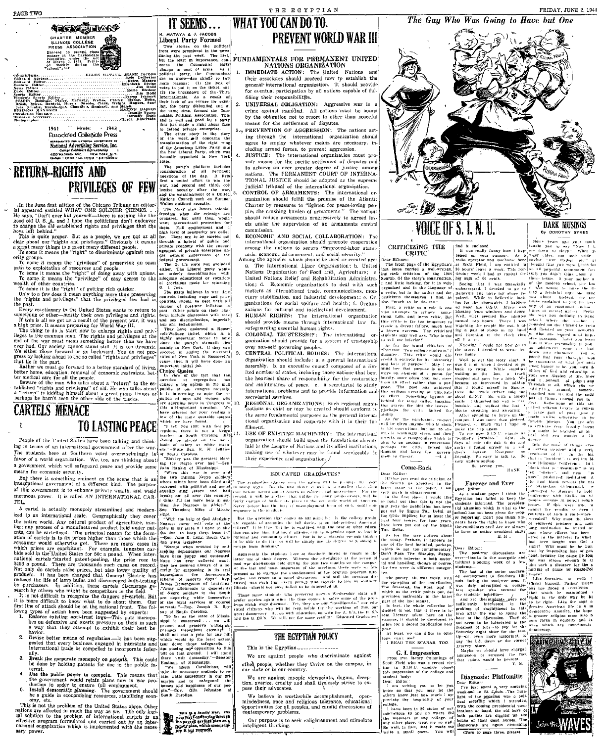# THE EGYPTIAN

CHARTER MEMBER
ILLINOIS COLLEGE
PRESS ASSOCIATION

Entered as second class matter in the Carbondale Postoffice, under the Act of March 3, 1879. Printed weekly during the school year.

CO-EDITORS .......... HELEN MATAYA, JEANE JACOBS
Editorial Advisor .......... Lois Ledbetter
Editorial Editor .......... Helen Mataya
Feature Editor .......... Elizabeth Divine
News Editor .......... Jim Dodd
Desk Editor .......... Merle Bishop
Sports Editor .......... Jim Dodd
Women's Sports Editor .......... Teresa Lyaneck
STAFF: Baldwin, Pixley, McCarty, Welles, Crader, Clarke, Bonin, Brush, Sykes, Bardell, Harris, Jacobs, Clark, Wright, Hughes, Sanders, Schultz, Hornberger, Chandler, Reinhardt, and Helen.
BUSINESS MANAGER .......... MAXINE HARRIS
Circulation Manager .......... Beauty Young
Business Secretary .......... Dorothy Bush
Photographer .......... Clarice Robertson

1941 Member 1942
Associated Collegiate Press

REPRESENTED FOR NATIONAL ADVERTISING BY
National Advertising Service, Inc.
College Publishers Representative
420 MADISON AVE. NEW YORK, N.Y.
CHICAGO • BOSTON • LOS ANGELES • SAN FRANCISCO

## RETURN—RIGHTS AND PRIVILEGES OF FEW

In the June first edition of the Chicago Tribune an editorial appeared entitled WHAT ONE SOLDIER THINKS. . . He says, "Don't ever kid yourself—there is nothing like the good old U. S. A. and I hope the politicians don't endeavor to change the old established rights and privileges that the boys left behind."

This is quite proper. But as a people, we are not at all clear about our "rights and privileges." Obviously it means a great many things to a great many different people.

To some it means the "right" to discriminate against minority groups.

To some it means the "privilege" of preserving an open path to exploitation of resources and people.

To some it means the "right" of doing away with unions.

To some it means the "privilege" of easy access to the wealth of other countries.

To some it is the "right" of getting rich quicker.

Only to a few does it mean anything more than preserving the "rights and privileges" that the privileged few had in the past.

Every reactionary in the United States wants to return to something or other—mostly their own privileges and rights. If this is all we get as a result of the present war, it was a high price. It means preparing for World War III.

The thing to do is start now to enlarge rights and privileges to the common man. The rights and privileges at the end of the war must mean something better than we have ever had. Our society cannot stand still. It is too dynamic. We either move forward or go backward. You do not progress by looking ahead to the so called "rights and privileges" that lie in the past.

Rather we must go forward to a better standard of living, better home, education, removal of economic restraints, better medical care for all the people.

Beware of the man who talks about a "return" to the established "rights and privileges" of old. He who talks about a "return" is kidding himself about a great many things or perhaps he hasn't seen the other side of the tracks.

## CARTELS MENACE TO LASTING PEACE

People of the United States have been talking and thinking in terms of an international government after the war. The students here at Southern voted overwhelmingly in favor of a world organization. We, too, are thinking about a government which will safeguard peace and provide some means for economic security.

But there is something eminent on the scene that is an international government of a different kind. The purpose of this government is to enhance private wealth, and wield enormous power. It is called AN INTERNATIONAL CARTEL.

A cartel is actually monopoly streamlined and modernized to an international scale. Geographically they cover the entire world. Any natural product of agriculture, mining; any process of a manufactured product held under patents, can be cartelized. The principal reason for the formation of cartels is to fix prices higher than those which the consumer would otherwise get. There are many cases in which prices are exorbitant. For example, tungsten carbide sold in the United States for 50c a pound. When international cartels started patent-pooling, the price rose to $453 a pound. There are thousands such cases on record. Not only do cartels raise prices, but also lower quality of products. It has been charged that General Electric has reduced the life of lamp bulbs and discouraged bulb-testing by purchasers. In addition, these cartels discourage research by others who might be competitors in the field.

It is not difficult to recognize the dangers of cartels. But it is more difficult to know what to do about them. Our first line of attack should be on the national front. The following types of action have been suggested by experts:

1. **Enforce existing anti-trust laws**—This puts monopolies on defensive and exerts pressure on them in such a way that they attempt to exhibit their best behavior.
2. **Devise better means of regulation.**—It has been suggested that every business engaged in interstate and international trade be compelled to incorporate federally.
3. **Break the corporate monopoly on patents.** This could be done by holding patents for use in the public interest.
4. **Use the public power to compete.** This means that the government would retain plants now in war production in order to ensure full employment.
5. **Install democratic planning.** The government should be a guide in economizing resources, stabilizing economy, etc.

This is not the problem of the United States alone. Other nations are affected in much the same way as we. The only logical solution to the problem of international cartels is an effective program formulated and carried out by an international organization which is implemented with the necessary power.

## IT SEEMS . . .

By H. MATAYA & J. JACOBS

### Liberal Party Formed

Two stories on the political front were prominent in the news during the past week. The first, but the least in importance, concerns the Communist party change to one of arms. As a political party, the Communists are no more—due chiefly to two main reasons: (1) the lack of votes to put it on the ticket, and (2) the breakdown of the Third Internationale. As a result of their lack of an excuse for existing, the party disbanded and at the same time, formed the Communist Political Association. This and is well and good for a party that has made a right about face to defend private enterprise.

The other story is the story of the week as it concerns the transformation of the right wing of the American Labor Party into the new Liberal Party, which was formally organized in New York state.

The party's platform includes consideration of all pertinent questions of the day. It lists first a united effort to win the war, and second and third, collective security after the war, and the establishment of a United Nations Council such as Sumner Welles outlined recently.

The party also favors colonial freedom when the colonies are prepared, but until then, would want international protection for them. Full employment and a high level of prosperity are called for. These are to be carried out through a hybrid of public and private economy with the encouragement of private enterprise under general supervision of the federal government.

The G. I.'s were not excluded either. The Liberal party wants an orderly demobilization with adequate educational or vocational provisions made for returning G. I. Joes.

The party believes in war time controls, including wage and price controls, should be kept until all danger of post-war inflation is past. Other points on their platform include dispensing with race and sex discrimination, imperialism and isolationism.

They have endorsed a Roosevelt-Wallace ticket, which is a highly important factor to consider since the party's strength lies mainly in New York. If they can succeed in adding the electoral votes of New York to Roosevelt's cause, then it will have done an important initial job.

### Choice Quotes

In view of the fact that the question of segregation has caused a big splash in the mud puddle of our campus recently, it is interesting to note the reaction of men and women who are sitting in seats in Congress to the all-important question. We have selected for your reading a few of the more quotable quotes which we have found.

"I tell you that with few exceptions, there is not a Negro teacher in South Carolina that should be placed on the same basis of salary as white teachers."—State Sen. R. M. Jeffries of South Carolina.

"Slavery was the greatest blessing the Negro ever had."—Sen. John Rankin of Mississippi.

"When this war is over and the two million Negro soldiers whose minds have been filled and poisoned with political and social equality still return and hell breaks out all over this country, I think I'll go there by getting the Negroes to Africa."—Sen. Theodore Bilbo of Mississippi.

"With the help of God Almighty Negroes never will vote at the polls in my state if I have to bite the dust to keep them from it." —Rep. John D. Long, South Carolina state legislator.

"Except when aroused by self seeking demagogues our Negroes have been happy and contented. None has ever suffered want . . . they are assured always of a security far surpassing in its real beneficence the bureaucratic scheme of modern days."—Rep. James Domengeaux of Louisiana.

"Army commanders in Louisiana are disregarding the services of good southern men who are depriving white housewives of the loyal services of colored servants."—Rep. Joseph R. Bryson of South Carolina.

"So far as the state of Mississippi is concerned . . . we will protect and preserve white supremacy throughout eternity; shall not cast a vote for any bill which would to the least extent tear down those safeguards. I am placing my opposition to this bill on that ground. I will stand there until doomsday."—Senator Eastland of Mississippi.

"We South Carolinians will take the necessary methods to retain white supremacy in our primaries and to safeguard the homes and happiness of our people."—Gov. Olin Johnston of South Carolina.

This is a family war. Pay your War Bonds buying through the payroll savings plan on a family plan, which means figure it out yourself.

## WHAT YOU CAN DO TO PREVENT WORLD WAR III

### FUNDAMENTALS FOR PERMANENT UNITED NATIONS ORGANIZATION

1. **IMMEDIATE ACTION:** The United Nations and their associates should proceed now to establish the general international organization. It should provide for eventual participation by all nations capable of fulfilling their responsibilities.
2. **UNIVERSAL OBLIGATION:** Aggressive war is a crime against mankind. All nations must be bound by the obligation not to resort to other than peaceful means for the settlement of disputes.
3. **PREVENTION OF AGGRESSION:** The nations acting through the international organization should agree to employ whatever means are necessary, including armed forces, to prevent aggression.
4. **JUSTICE:** The international organization must provide means for the pacific settlement of disputes and to achieve an ever greater degree of justice among nations. The PERMANENT COURT OF INTERNATIONAL JUSTICE should be adopted as the supreme judicial tribunal of the international organization.
5. **CONTROL OF ARMAMENTS:** The international organization should fulfill the promise of the Atlantic Charter by measures to "lighten for peace-loving peoples the crushing burden of armaments." The nations should reduce armaments progressively to agreed levels under the supervision of an armaments control commission.
6. **ECONOMIC AND SOCIAL COLLABORATION:** The international organization should promote cooperation among the nations to secure "improved labor standards, economic advancement, and social security."
   Among the agencies which should be used or created are: a. The International Labor Organization; b. United Nations Organization for Food and Agriculture; c. United Nations Relief and Rehabilitation Administration; d. Economic organizations to deal with such matters as international trade, communications, monetary stabilization, and industrial development; e. Organizations for social welfare and health; f. Organizations for cultural and intellectual development.
7. **HUMAN RIGHTS:** The international organization should provide means through international law for safeguarding essential human rights.
8. **COLONIAL TRUSTEESHIP:** The international organization should provide for a system of trusteeship over non-self governing peoples.
9. **CENTRAL POLITICAL BODIES:** The international organization should include: a. a general international assembly, b. an executive council composed of a limited number of states, including those nations that bear the heaviest share of responsibility for the restoration and maintenance of peace. c. a secretariat to study international problems and to provide information and secretarial services.
10. **REGIONAL ORGANIZATIONS:** Such regional organizations as exist or may be created should conform to the same fundamental purposes as the general international organization and cooperate with it in their fulfillment.
11. **USE OF EXISTING MACHINERY:** The international organization should build upon the foundations already laid in the League of Nations and its allied institutions, making use of whatever may be found serviceable in their experience and organization.

## EDUCATED GRADUATES?

The graduating classes over the nation will be peculiar this year in many ways. For the first time, it will be a smaller class than ever before turned out of American colleges and universities. For the second, it will be a first class that unlike its many predecessors, will be fairly certain of finding its place in the economic world of America. Never before has the fear of unemployment been of such small consequence to the graduate.

But the question that comes to our mind is: is the college graduate capable of assuming the full duties of an independent American citizen? It is true that he is equipped with the best of what education can give him, that he, of anyone, can be depended upon to lead in national and community affairs. But is he a straight enough thinker to be able to do this, or will he simply use his degree as a shield to escape from thinking?

Apparently the students here at Southern intend to resort to the latter use of their degree. Witness the attendance at the series of post war discussions held during the past two months on the campus. At the last and most important of the meetings there were so few present as to warrant the abandonment of the original program altogether and resort to a panel discussion. And still the question discussed was such that every person who expects to live in Southern Illinois should not have failed to be interested in.

These same students who preferred movies Wednesday night will prefer movies again when the time comes to solve some of the problems which were discussed. Yet, they are our "intellectuals," our educated citizens who will be responsible for the working of the nation's great democracy. So, on with education, on with the A. B.'s, the B. S.'s and the B. Ed.'s. We still get the same results: Educated Graduates?

## THE EGYPTIAN POLICY

This is the Egyptian..........

We are against people who discriminate against other people, whether they thrive on the campus, in our state or in our country.

We are against myopic viewpoints, dogma, deception, avarice, cruelty and shall tirelessly strive to expose their advocates.

We believe in worthwhile accomplishment, openmindedness, race and religious tolerance, educational opportunities for all peoples, and candid discussions of contemporary problems.

Our purpose is to seek enlightenment and stimulate intelligent thinking.

## The Guy Who Was Going to Have but One

## VOICE OF S. I. N. U.

### CRITICIZING THE CRITIC

Dear Editors:

The front page of the Egyptian's last issue carried a well-written but rash criticism of the 1944 Scarab. Of the story's construction, I find little lacking, for it is well organized and in the language of a critic, but in the author and the criticisms themselves, I find, as she, "much to be desired."

First, a critic as a rule is one who attempts to achieve something difficult, and turns critic. But this critic is far too immature to create a decent failure, much less a known success. The criticized students may well ask, "Who is she to call me inferior?"

As for the broad criticism of "Portraits: Two college students," I disagree. This critic would dismiss it entirely for its "obscurity and lack of purpose." May I remind her that purpose is not always an element of a poem, for beauty, more often than not, rises from an effect rather than a purpose. The poet has achieved this without creating an unpleasant effect. Something beyond or behind the mind called imagination grasps the hint she leaves. Perhaps the critic lacked the ability.

As for the conclusion, respect will be given anyone who is sterling in his convictions, but not so one who is scathingly stern, and then reverts to a compromise which is more so an apology in conclusion such as this, perhaps the critic lacked the Romans and leave the government unto Caesar. —J. J.

### Come-Back

Dear Editor:

Having just read the criticism of the Scarab as appeared in the latest issue of the paper, I am very much in disagreement.

In the first place, I would like to point out that this is not the first year the publication has been put out by Sigma Tau Delta, as the critic implies; for at least the past four issues, for four years, have been put out by the Sigma Tau Delta.

As for the rave notices about the essay, Prelude, it appears as one of the best included, perhaps, which is not too complimentary. Don't Pass The Biscuits, Pappy, was much superior in both material and handling, though of course, the two were in different categories.

The poetry, all, was weak with the exception of the contribution, The Sentinel, the Poet, and Me, which as the critic points out, depicts noticeably in the latter part of the last stanza.

In fact, the whole collection indicates to me, that if there is to be a literary magazine here on the campus, it should be developed to allow for a decent publication next year.

At least, we can differ in opinions, can't we?

I READ THE SCARAB, TOO

### G. I. Impression

From Pvt. Henry Cummings of Scott Field who was a recent visitor to S.I.N.U. campus comes this impression of the college and student body.

Dear Editor:

I am writing you to let you know so that you may let the others know just how much I appreciate the hospitality of your college.

I have been in 26 states of our marvelous 48 and no where did the members of any college, or any other place, treat me so well. So well, in fact, that it made me write a small poem. You will find it enclosed.

It was really funny how I happened on your campus. As a radio operator and mechanic here at Scott Field, I am entitled to 36 hours leave a week. This particular week I had as capital the big sum of 60 cents.

Seeing that I was financially embarrassed, I decided to go to Belleville and have my shoes repaired. While in Belleville, looking for the shoemaker I happened near the U.S.O. Music was blasting from windows and doors. Well, what seemed like minutes turned into hours. There I was watching the people file out, holding a pair of shoes in my hand and listening to the clock ring off 4 a. m.

Knowing I could not now go to the store, I decided to write letters home.

Well to cut the story short, it was 6 a. m. when I decided to go back to camp. While standing waiting on the bus a friendly soldier stopped and gave me a lift. We became so interested in talking that I found myself in Sparta. Here the truck driver told me about S.I.N.U. So, with a happy smile I thumbed my way to Carbondale, and walked the last 5 blocks sweating and swearing.

After spending 10 hours up there, I was more than pleased. Pleased, so much that I hope to make the trip again.

To me now S.I.N.U. stands as "Soldier's Paradise." After six days of rules, the sun, or, the rain, I found myself in a soldier's heaven. Everyone so friendly. So easy to talk to. So very understanding.

Be seeing you,

HANK

### Forever and Ever

Dear Editor:

As a student paper I think the Egyptian has failed to keep the students informed. The presidential situation which is vital to the school has not been given the proper reporting. Don't you think students have the right to know who the candidates are? Are we always to have an acting president only?

E. H.

Dear Editor:

The post-war discussions are over—thanks to the energetic and faithful plodding work of a few students.

The last of the series concerned employment in Southern Illinois during the post-war era. It was duly advertised, a competent speaker was secured for the students' benefit.

And yet the students were not sufficiently interested in the problem of employment in this area after the war to spend the hour at the discussion. They do not seem to be interested in the prospect of jobs—to pay for the Saturday night show for the family—or, even more important, to pay the bill down at the corner grocery store.

Maybe we should have charged admission or stressed the fact that cadets would be present.

V. S.

### Diagnosis: Platformitis

Dear Editor:

I've just spent a very amusing week-end in St. Louis. The highlight of the occasion was a political meeting which I attended. With the coming presidential nominations at hand, the old boys of both parties are digging up the bones of their dead heroes. The Democrats are again clamoring

(Turn to page three, please)

## DARK MUSINGS

By DOROTHY SYKES

Some years ago your mother taught you to say "Now I lay me down to sleep." When you were older, you took pride saying "Our Father," as though that you were beseeching an all powerful omnipotent force. Only you didn't think about it those terms. If your mother was the modern type, she taught you to make the God a kind and faithful ogre she tried and who instead she sought. These explained to you the necessity of an emotional anchor in times of mental stress. Perhaps she sent you dutifully to Sunday school where the teacher hammered on the Christ-like virtues and insisted on your memorizing of what she termed must important verses. Later you learned that it was personality in you, an adolescent some day had about an character. You supposed that your character would be consistent of what you studied. Instead of to be your own image of God and obeying in your own illusion of life. Then and a punishment of the way to Through it all, which you were studying around something smashed you in and the sadness of it thus caused you to feel. Reflections of this shame, shocked when forced to consume a large part of your own youth, unlike otherwise in your own. You are also able to criticize very broadly because it might be branded as an idol and you wonder a little deeper.

Into the maze of things comes a certain student and a certainty of it. In the hall that is "incident" is written a "Religious Conference" in a blank that is "treatment" in a few "silence" and hear "prayer," enforced meditation. And the final blank reveals the mind of Stanislaus (Molenaarsk) to Moscow to arrange the conference with Stalin on which people summed up present religious and what is the true outcome. We cannot the results or even the contents of such a conference revealed? Why must the ideas of enforced penance and moral meditation be hurled at you whose faith has been instilled in the interest to what you have been taught was God's right? Why must you be humbled by impending loss of good, because the cause of war was strong enough to thus such a distance for the purpose of plans for Russo-Polish peace?

Like Socrates, or even Christ himself, Father Orlemanski has forced a condition that which he maintained in right in the only way he knew to be right. Like the hope of a greater American life in a more democratic America, the hope of greater religious sense and a more forth in equality and all races which are constituents of democracy.

Join the WAVES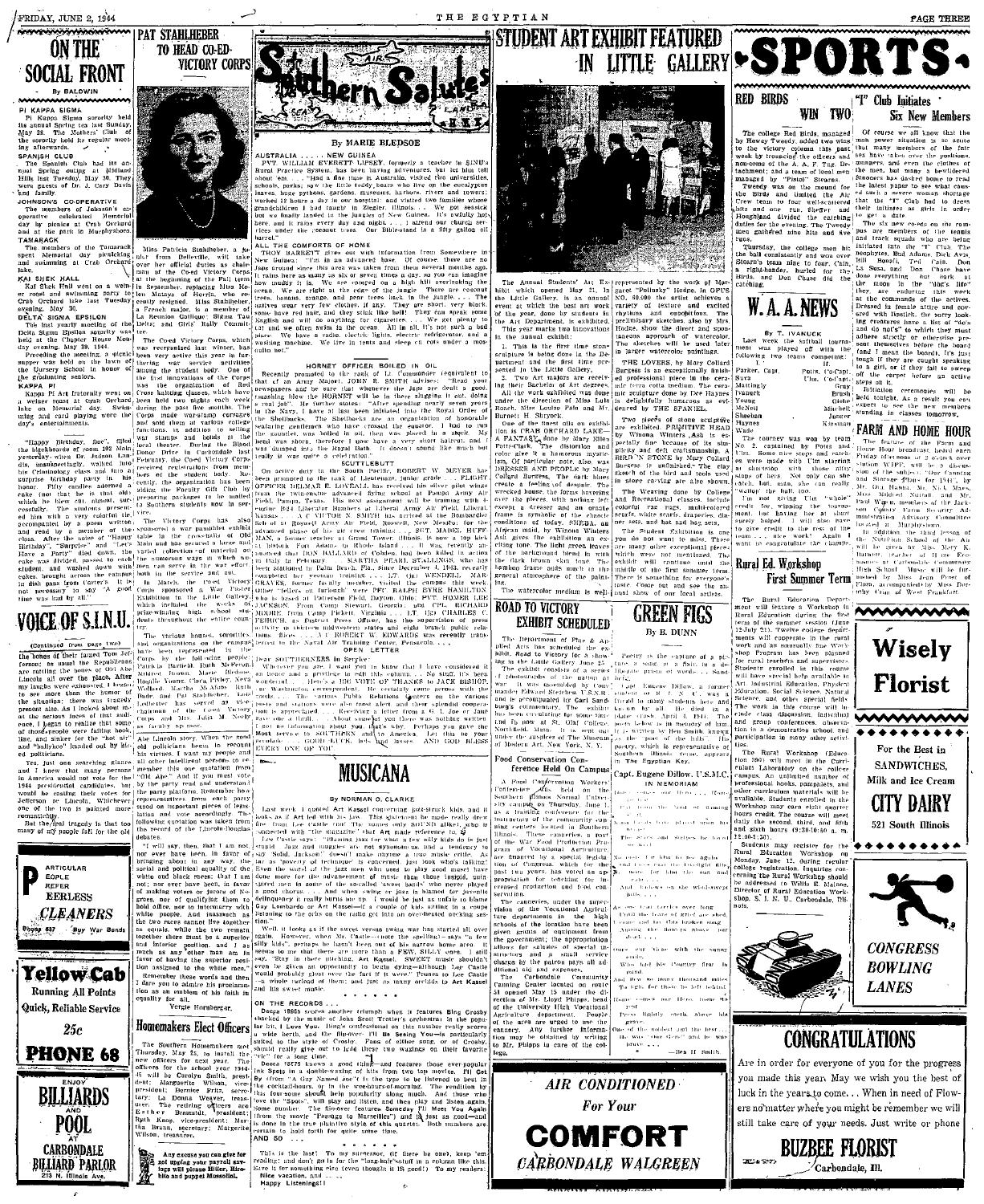# ON THE SOCIAL FRONT

By BALDWIN

**PI KAPPA SIGMA**

Pi Kappa Sigma sorority held its annual Spring tea last Sunday, May 28. The Mothers' Club of the sorority held its regular meeting afterwards.

**SPANISH CLUB**

The Spanish Club had its annual Spring outing at Midland Hills last Tuesday, May 30. They were guests of Dr. J. Cary Davis and family.

**JOHNSON'S CO-OPERATIVE**

The members of Johnson's co-operative celebrated Memorial day by picnics at Crab Orchard and at the park in Murphysboro.

**TAMARACK**

The members of the Tamarack spent Memorial day picnicking and swimming at Crab Orchard lake.

**KAI SHEK HALL**

Kai Shek Hall went on a weiner roast and swimming party to Crab Orchard lake last Tuesday evening, May 30.

**DELTA SIGMA EPSILON**

The last yearly meeting of the Delta Sigma Epsilon sorority was held at the Chapter House Monday evening, May 29, 1944.

Preceding the meeting, a picnic supper was held on the lawn of the Nursery School in honor of the graduating seniors.

**KAPPA PI**

Kappa Pi Art fraternity went on a weiner roast at Crab Orchard lake on Memorial day. Swimming and card playing were the day's entertainments.

"Happy Birthday, Doe", filled the blackboards of room 102 Main yesterday when Dr. Judson Landis, unsuspectingly, walked into his Criminology class and into a surprise birthday party in his honor. Fifty candles adorned a cake (not that he is that old) which he blew out, almost successfully. The students presented him with a very colorful tie accompanied by a poem written and read by a member of the class. After the tune of "Happy Birthday", "Surprise" and "Let's Have a Party" died down, the cake was divided, passed to each student, and washed down with cokes, brought across the campus in dish pans from Carter's. It is not necessary to say "A good time was had by all."

# VOICE OF S.I.N.U.

(Continued from page two)

the bones of their famed Tom Jefferson; as usual the Republicans are rattling the bones of Old Abe Lincoln all over the place. After my laughs were exhausted, I began to see the more than the humor of the situation; there was tragedy present also. As I looked about me at the serious faces of this audience, I began to realize that some of those people were falling hook, line, and sinker for the "hot air" and "ballyhoo" handed out by these politicians.

Yes, just one searching glance and I knew that many persons in America would not vote for the 1944 presidential candidates, but would be casting their votes for Jefferson or Lincoln. Whichever one of the two is painted more romantically.

But the real tragedy is that too many of my people fall for the old

---

PARTICULAR PEOPLE PREFER PEERLESS CLEANERS

Phone 637 — Buy War Bonds

---

Yellow Cab

Running All Points

Quick, Reliable Service

25c

PHONE 68

---

ENJOY

BILLIARDS

AND

POOL

AT

CARBONDALE BILLIARD PARLOR

213 N. Illinois Ave.

---

# PAT STAHLHEBER TO HEAD CO-ED VICTORY CORPS

Miss Patricia Stahlheber, a junior from Belleville, will take over her official duties as chairman of the Co-ed Victory Corps at the beginning of the Fall term in September, replacing Miss Helen Matsya of Herrin, who recently resigned. Miss Stahlheber, a French major, is a member of La Reunion Collegue; Sigma Tau Delta; and Girls' Rally Committee.

The Co-ed Victory Corps, which was reorganized last winter, has been very active this year in furthering war service activities among the student body. One of the first innovations of the Corps was the organization of Red Cross knitting classes, which have been held two nights each week during the past five months. The Corps made war-stamp corsages and sold them at various college functions, in addition to selling war stamps and bonds at the local theater. During the Blood Donor Drive in Carbondale last February, the Co-ed Victory Corps received registrations from members of the student body. Recently, the organization has been aiding the Faculty Gift Club by preparing packages to be mailed to Southern students now in service.

The Victory Corps has also sponsored a war pamphlet exhibit table in the cross-halls of Old Main and has secured a large and varied collection of material on the numerous ways in which women can serve in the war effort both in the service and out.

In March, the Co-ed Victory Corps sponsored a War Poster Exhibition in the Little Gallery, which included the works of prize-winning high school students throughout the entire country.

The various houses, sororities, and organizations on the campus have been represented in the Corps by the following people: Patricia Barbrell, Ruth McPheron, Mildred Brown, Helen Hodson, Rosalie Young, Clara Pixley, Vera Wollard, Martha McAlpine, Ruth Bode and Pat Stahlheber. Lucile Ledbetter has served as vice-chairman of the Co-ed Victory Corps and Mrs. Julia M. Neely as faculty sponsor.

Abe Lincoln story. When the good old politicians began to recount his virtues, I want my people and all other intelligent persons to remember this one quotation from "Old Abe." And if you must vote by the party read and understand the party platform. Remember how representatives from each party stood on important pieces of legislation and vote accordingly. The following quotation was taken from the record of the Lincoln-Douglas debates.

"I will say, then, that I am not, nor ever have been, in favor of bringing about in any way, the social and political equality of the white and black races; that I am not, nor ever have been, in favor of making voters or jurors of Negroes, nor of qualifying them to hold office, nor to intermarry with white people. And inasmuch as the two races cannot live together as equals, while they do remain together there must be a superior and inferior position, and I as much as any other man am in favor of having the superior position assigned to the white race."

Remember these words and then I dare you to admire his proclamation as an emblem of his faith in equality for all.

Vergie Hornsberger.

# Homemakers Elect Officers

The Southern Homemakers met Thursday, May 25, to install the new officers for next year. The officers for the school year 1944-45 will be Carolyn Smith, president; Marguerite Wilson, vice-president; Bernice Fritz, secretary; La Donna Weaver, treasurer. The retiring officers are Esther Brumaldt, president; Ruth Knop, vice-president; Martha Brunn, secretary; Marguerite Wilson, treasurer.

Any excuse you can give for not upping your payroll savings will please Hitler, Hirohito and puppet Mussolini.

---

# Southern Salutes

By MARIE BLEDSOE

AUSTRALIA . . . . . NEW GUINEA

PVT. WILLIAM EVERETT LIPSEY, formerly a teacher in SINU's Rural Practice System, has been having adventures, but he likes 'tall about 'em . . . "Had a fine time in Australia, visited the universities, schools, parks; saw the little teddy bears who live on the eucalyptus leaves, huge pythons, gardens, museums, harbors, rivers and towers; worked 12 hours a day in our hospital; and visited two families whose grandchildren I had taught in Ziegler, Illinois . . . We got seasick but we finally landed in the jungles of New Guinea. It's awfully hot here, and it rains every day and night. . . . I attend our church services under the coconut trees. Our Bible-stand is a fifty gallon oil barrel."

ALL THE COMFORTS OF HOME

TROY BARRETT gives out with information from Somewhere in New Guinea: "I'm in an advanced base. Of course, there are no fine ground since this area was taken from the Japs several months ago. It rains here as many as six or seven times a day, so you can imagine how muddy it is. We are camped on a high hill overlooking the ocean. We are right at the edge of the jungle. There are coconut trees, banana, orange, and pear trees back in the jungle. . . . The natives wear very few clothes, if any. They are short, very black, have very bad hair, and they stink like hell! They can speak some English and will do anything for cigarettes. . . . We get plenty to eat and we often swim in the ocean. All in all, it's not such a bad place. We have a radio, electric lights, electric refrigerator, and a washing machine. We live in tents and sleep on cots under a mosquito net."

HORNET OFFICER BOILED IN OIL

Recently promoted to the rank of Lt. Commander (equivalent to that of an army Major), JOHN S. SMITH advises: "Read your newspapers and be sure that whenever the Japs are dealt a good smashing blow the HORNET will be in there slugging it out, doing a real job." He further states: "After spending nearly seven years in the Navy, I have at last been initiated into the Royal Order of the Shellbacks. The Shellbacks are an organization of honorable seafaring gentlemen who have crossed the equator. I had to run the gauntlet, was boiled in oil, then was placed in a stock. My head was shorn, therefore I now have a very short haircut, and I was dunked by the Royal Bath. It doesn't sound like much but really it was quite a celebration."

SCUTTLEBUTT

On active duty in the South Pacific, ROBERT W. MEYER has been promoted to the rank of Lieutenant, junior grade . . . FLIGHT OFFICER DELMAR E. LOVELL has received his silver pilot wings from the Twin-engine advanced flying school at Pampa Army Air Field, Pampa, Texas. His next assignment will be training with a Liberator B-24 . . . Liberator Bombers at Liberal Army Air Field, Liberal, Kansas . . . A/C VICTOR S. SMITH has arrived at the Bombardier school at Roswell Army Air Field, Roswell, New Mexico, for the advanced phase of his air crew training . . . SGT. MABEL HUFF is a former teacher at Grand Tower, Illinois, is now a top kick at historic Fort Adams in Rhode Island . . . It was recently announced that DON BALLARD of Cobden, has been killed in action in Italy in February . . . MARTHA PEARL STALLINGS, who has been stationed in Palm Beach, Fla., since December 4, 1943, recently completed her yeoman training . . . LT. (jg) WENDELL MARGRAVE, former faculty member, visited the campus this week. Other "fellers on furlough" were PFC RALPH BYRNE HAMILTON who is based at Patterson Field, Dayton, Ohio; PVT. HOMER LEE JOHNSON, from Camp Stewart, Georgia; and CPL. RICHARD MOORE, from Camp Pickett, Virginia . . . LT. (jg) CHARLES C. FEIRICH, as District Press Officer, has the supervision of press activity in thirteen mid-western states and eight branch public relations offices . . . A/C ROBERT W. EDWARDS was recently transferred to the Naval Air Training Center, Pensacola. . . .

OPEN LETTER

Dear SOUTHERNERS in Service:

Wherever you are, I want you to know that I have considered it an honor and a privilege to edit this column . . . So much, it's been wonderful . . . Here's a BIG VOTE OF THANKS to JACK BRISON, our Washington correspondent. He certainly came across with the goods . . . The names from Public Relations Department on the various posts and stations were also most alert and their splendid cooperation is appreciated . . . Receiving a letter from a G. I. Joe or Jane gave me a thrill. . . . About myself you know as much as I do. I've got no information about you that's why. Perhaps you gave me the Most service to SOUTHERN and to America. Let this be your credo: GOOD LUCK, lads and lasses. AND GOD BLESS EVERY ONE OF YOU!

# MUSICANA

By NORMAN O. CLARKE

Last week I quoted Art Kassel concerning jazz-struck kids, and it took as if Art and what ever else I quoted. Somehow he made really drive for him. Lee Castle now! The names only SOUND alike, who is connected with "the magazine" that Art made reference to.

Lee Castle says: "Blanket jazz for what a few silly kids do is just stupid. Jazz and muggles are not synonomous and a tendency to say Solid, Jackson! doesn't make anyone a true music critic. As far as 'poverty of technique' is concerned just look who's talking! Even the worst of the jazz men who used to play good music have done more for the advancement of music than those insipid, uninspired men in some of the so-called 'sweet bands' who've played a good chorus . . . And when swing or jazz is blamed for juvenile delinquency it really burns me up. I would be just as unfair to blame Guy Lombardo or Art Kassel for a couple of kids sitting in a coupe listening to the corks on the radio got into an over-heated necking session."

Well, it looks as if the sweet versus swing war has started all over again. However, when Mr. Castle—note the spelling—says "a few silly kids", perhaps he hasn't been out of his narrow home area it seems to us that there are more than a FEW SILLY ones. I still say "Stay in there pitching, Art Kassel. SWEET music shouldn't even be given an opportunity to begin dying—although Lee Castle would probably give you the fact if it were." Prunes to Lee Castle—a whole carload of them; and just as many orchids to Art Kassel and his sweet music.

ON THE RECORDS . . .

Decca 18586 scores another triumph when it features Bing Crosby backed by the music of John Scott Trotter's orchestra in the popular hit, I Love You. Bing's confessional on this number really scores a wide berth, and the flip-over I'll Be Seeing You—is particularly suited to the style of Crosby. Fans of either song, or of Crosby, should really give out to hold these two waxings on their favorite "vic" for a long time.

Decca 18579 knows a good thing—and features those ever-popular Ink Spots in a double-waxing of hits from two top movies. I'll Get By from "A Guy Named Joe" is the type to be listened to best in the cocktail-hours or in the wee-hours-of-morning. The rendition by this foursome should help popularity along much. And those who love the "Spots" will play and listen, and then play and listen again. Same number. The flip-over features Someday I'll Meet You Again from the movie "Passage to Marseilles" and is just as good—and is done in the true plaintive style of this quartet. Both numbers are certain to hold forth for quite some time.

AND SO . . .

This is the last! To my successor, (if there be one), keep 'em reading; and don't go in for the "long-hair" stuff in a column like this. Save it for something else (even though it IS good!) To my readers, Nice vacation, and . . .

Happy Listening!!

---

# STUDENT ART EXHIBIT FEATURED IN LITTLE GALLERY

The Annual Students' Art Exhibit which opened May 21, in the Little Gallery, is an annual event at which the best art work of the year, done by students in the Art Department, is exhibited. This year marks two innovations in the annual exhibit:

1. This is the first time stone sculpture is being done in the Department and the first time presented in the Little Gallery.

2. Two Art majors are receiving their Bachelor of Art degrees.

All the work exhibited was done under the direction of Miss Lulu Roach, Miss Louise Pain and Mr. Burnett H. Shryock.

One of the finest oils on exhibition is CRAB ORCHARD LAKE—A FANTASY, done by Mary Ellen Potts-Clark. The distortion and color give it a humorous mysticism. Of particular note, also, was DRESSER AND PEOPLE by Mary Collard Burgess. The dark blues create a feeling of despair. The wrecked house, the figures towering over the pieces, with nothing left except a dresser and an empty frame is symbolic of the chaotic conditions of today. SHEBA, an African maid, by Winona Winters Ash gives the exhibition an exciting tone. The light green leaves of the background blend in with the dark brown skin tone. The bamboo frame adds much to the general atmosphere of the painting.

The watercolor medium is well represented by the work of Margaret "Polusky" Hodge. In OPUS NO. 60,000 the artist achieves a variety of texture and excited rhythms and compositions. The preliminary sketches, also by Mrs. Hodge, show the direct and spontaneous approach of watercolor. The sketches will be used later in larger watercolor paintings.

THE LOVERS, by Mary Collard Burgess is an exceptionally finished professional piece in the ceramic terra cotta medium. The ceramic sculpture done by Dee Haynes is delightfully humorous as evidenced by THE SPANIEL.

Two pieces of stone sculpture are exhibited: PRIMITIVE HEAD by Winona Winters Ash is especially fine because of its simplicity and deft craftsmanship. A BIRD IN STONE by Mary Collard Burgess is unfinished. The clay sketch of the bird and tools used in stone carving are also shown.

The Weaving done by College and Recreational classes, include colorful rag rugs, multicolored scarfs, white scarfs, draperies, dinner sets, and hat and bag sets.

The Student Exhibition is one you do not want to miss. There are many other exceptional pieces which were not mentioned. The exhibit will continue until the middle of the first summer term. There is something for everyone's taste. Come out and see the annual show of our local artists.

# ROAD TO VICTORY EXHIBIT SCHEDULED

The Department of Fine & Applied Arts has scheduled the exhibit, Road to Victory for a showing in the Little Gallery June 25. The exhibit consists of a series of photographs of the nation at war. It was assembled by Commander Edward Steichen, U.S.N.R., and is accompanied by Carl Sandburg's commentary. The exhibit has been circulating for some time and is now at St. Olaf College, Northfield, Minn. It is sent out under the auspices of The Museum of Modern Art, New York, N. Y.

# Food Conservation Conference Held On Campus

A Food Conservation Workers Conference was held on the campus of Southern Illinois Normal University campus on Thursday, June 1, as a training conference for the instructors of the community canning centers located in Southern Illinois. These canneries, a part of the War Food Production Program of Vocational Agriculture, are financed by a special legislative act of Congress, which for the past two years, has voted an appropriation for teaching for increased production and food conservation.

The canneries, under the supervision of the Vocational Agriculture departments in the high schools of the location have been given grants of equipment from the government; the appropriation allows for salaries of special instructors and a small service charge by the patron pays all additional aid and expenses.

The Carbondale Community Canning Center located on route 51 opened May 15 under the direction of Mr. Lloyd Phipps, head of the University High Vocational Agriculture department. People of the area are urged to use the cannery. Any further information may be obtained by writing to Mr. Phipps in care of the college.

# GREEN FIGS

By B. DUNN

Poetry is the capture of a picture, a song, or a flame in a delicate prism of words.—Sandburg.

Capt. Eugene Dillow, a former student of S. I. N. U., was a friend to many students here and known by all. He died in a plane crash April 8, 1944. The poem below is in memory of him. It is written by Ben Smith, known as the poet of the hills. His poetry, which is representative of Southern Illinois verse, appears in The Egyptian Key.

**Capt. Eugene Dillow, U.S.M.C.**

IN MEMORIAM

—Ben H. Smith

---

# SPORTS

# RED BIRDS WIN TWO

The college Red Birds, managed by Hewey Tweedy, added two wins to the victory column this past week by trouncing the officers and non-coms of the A. A. F. Tng. Detachment; and a team of local men managed by "Pistol" Stearns.

Tweedy was on the mound for the Birds and limited the Air Corps team to four well-scattered hits and one run. Sheffer and Hoaghland divided the catching duties for the evening. The Tweedy men gathered nine hits and five runs.

Thursday, the college men hit the ball consistently and won over Stearn's team nine to four. Cain, a right-hander, hurled for the Birds, and Don Chase did the catching.

# W. A. A. NEWS

By T. IVANUCK

Last week the softball tournament was played off with the following two teams competing:

| I. | | II. |
|---|---|---|
| Parker, Capt. | | Potts, Co-Capt. |
| Suva | | Ulm, Co-Capt. |
| Mattingly | | Gray |
| Ivanuck | | Brush |
| Young | | Gleber |
| McNeil | | Mitchell |
| Sheehan | | Juneer |
| Haynes | | Kinsman |
| Wade | | |

The tourney was won by team No. 2, captained by Potts and Ulm. Some nice steps and catches were made with Ulm starring at shortstop with three great stops of hers. Not only can she catch, but, man, she can really "wallop" the ball, too.

I'm not giving Ulm "whole" credit for winning the tournament, for Kinsman on first surely helped. I will also have to give credit to the rest of the team . . . nice work! Again I want to congratulate the champs.

# Rural Ed. Workshop First Summer Term

The Rural Education Department will feature a Workshop in Rural Education during the first term of the summer session (June 12-July 21). Twelve college departments will cooperate in the rural work and an unusually fine Workshop Program has been planned for rural teachers and supervisors. Students enrolled in this course will have special help available to Art, Industrial Education, Physical Education, Social Science, Natural Science, and other special fields. The work in this course will include class discussion, individual and group conferences, observation in a demonstration school, and participation in many other activities.

The Rural Workshop (Education 390) will meet in the Curriculum Laboratory on the college campus. An unlimited number of professional books, pamphlets, and other curriculum materials will be available. Students enrolled in the Workshop may earn eight quarter hours credit. The course will meet daily the second, third, and fifth and sixth hours (9:20-10:50 a. m. 12:30-1:50).

Students may register for the Rural Education Workshop on Monday, June 12, during regular college registration. Inquiries concerning the Rural Workshop should be addressed to Willis G. Swartz, Director of Rural Education Workshop, S. I. N. U., Carbondale, Illinois.

# "I" Club Initiates Six New Members

Of course we all know that the man power situation is so acute that many members of the fair sex have taken over the positions, manners, and even the clothes of the men, but many a bewildered Southerner has dashed home to read the latest paper to see what caused such a severe woman shortage that the "I" Club had to force their initiates as girls in order to get a date.

The six new coeds on the campus are members of the tennis and track squads who are being initiated into the "I" Club. The neophytes, Bud Adams, Dick Arie, Bill Rosell, Ted Cain, Don La Susa, and Don Chase have done everything but bark at the moon in the "dog's life" they are enduring this week at the commands of the actives. Dressed in female attire and covered with lipstick, the sorry looking creatures must "do as they're told and do not's" to which they must adhere strictly or otherwise present themselves before the board (and I mean the board). It's just tough if they are caught speaking to a girl, or if they fail to sweep off the carpet before an active steps on it.

Initiation ceremonies will be held tonight. As a result you can expect to see the new members standing in classes tomorrow.

# FARM AND HOME HOUR

The feature of the Farm and Home Hour broadcast, heard each Friday afternoon at 2 o'clock over station WJPF, will be a discussion of the subject, "Our Canning and Storage Plans for 1944", by Mr. O. A. Hanna, Mr. Neil Maes, Miss Mildred Nuttall, and Mr. Paul Warren, members of the Jackson County Farm Security Administration Advisory Committee located in Murphysboro.

In addition, the third lesson of the Nutrition School of the Air will be given by Mrs. Mary K. Barnett, teacher of Home Economics at Carbondale Community High School. Music will be furnished by Miss Jean Peter of Flora, accompanied by Miss Dorothy Cram of West Frankfort.

---

Wisely Florist

---

For the Best in SANDWICHES, Milk and Ice Cream

CITY DAIRY

521 South Illinois

---

CONGRESS BOWLING LANES

---

# CONGRATULATIONS

Are in order for everyone of you for the progress you made this year. May we wish you the best of luck in the years to come . . . When in need of Flowers no matter where you might be remember we will still take care of your needs. Just write or phone

BUZBEE FLORIST

Carbondale, Ill.

---

AIR CONDITIONED

For Your

COMFORT

CARBONDALE WALGREEN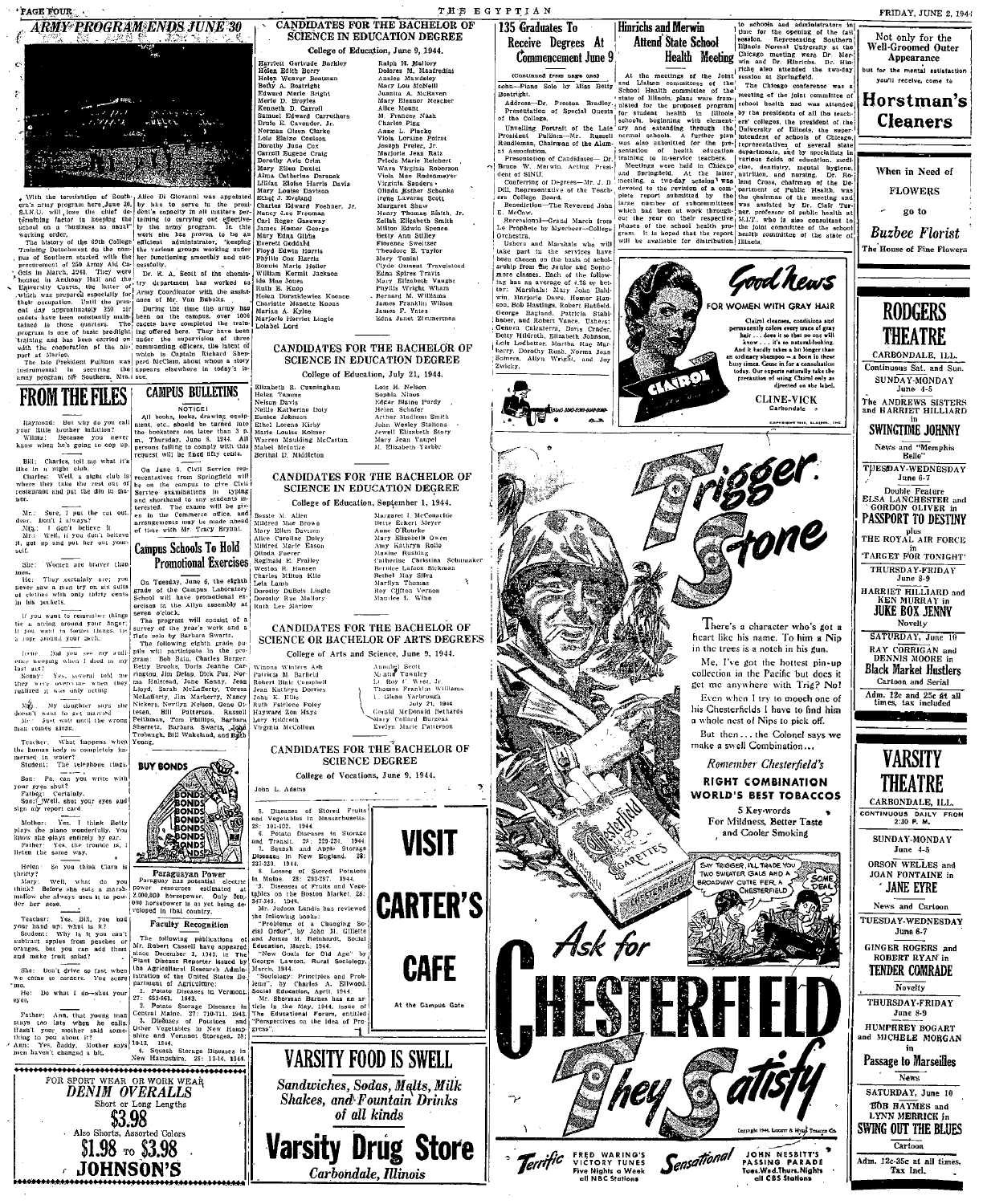## ARMY PROGRAM ENDS JUNE 30

With the termination of Southern's army program here June 30, S.I.N.U. will lose the chief determining factor in keeping the school on a "business as usual" working order.

The history of the 60th College Training Detachment on the campus of Southern started with the procurement of 250 Army Air Cadets in March, 1943. They were housed in Anthony Hall and the University Courts, the latter of which was prepared especially for their occupation. Until the present day approximately 250 air cadets have been constantly maintained in those quarters. The program is one of basic pre-flight training and has been carried on with the cooperation of the airport at Marion.

The late President Pulliam was instrumental in securing the army program for Southern. Mrs. Alice Di Giovanni was appointed by him to serve in the president's capacity in all matters pertaining to carrying out effectively the army program. In this work she has proven to be an efficient administrator, keeping the various groups working under her functioning smoothly and successfully.

Dr. R. A. Scott of the chemistry department has worked as Army Coordinator with the assistance of Mr. Van Dubois.

During the time the army has been on the campus, over 1000 cadets have completed the training offered here. They have been under the supervision of three commanding officers, the latest of which is Captain Richard Shepperd McClain, about whom a story appears elsewhere in today's issue.

## FROM THE FILES

Raymond: But why do you call your little brother inflation?
Willie: Because you never know when he's going to cop up.

Bill: Charles, tell me what it's like in a night club.
Charles: Well, a night club is where they take the rest out of restaurant and put the din in dinner.

Mr.: Sure, I put the cat out, dear. Don't I always?
Mrs.: I don't believe it.
Mr.: Well, if you don't believe it, get up and put her out yourself.

She: Women are braver than men.
He: They certainly are; you never saw a man try on six suits of clothes with only thirty cents in his pockets.

If you want to remember things tie a string around your finger. If you want to forget things, tie a rope around your neck.

Irene: Did you see my audience weeping when I died in my last act?
Sonny: Yes, several told me they were sorry when they realized it was only acting.

Ma: My daughter says she doesn't want to get married.
Mr: Just wait until the wrong man comes along.

Teacher: What happens when the human body is completely immersed in water?
Student: The telephone rings.

Son: Pa, can you write with your eyes shut?
Father: Certainly.
Son: Well, shut your eyes and sign my report card.

Mother: Yes. I think Betty plays the piano wonderfully. You know she plays entirely by ear.
Father: Yes, the trouble is, I listen the same way.

Helen: So you think Clara is thrifty?
Mary: Well, what do you think? Before she eats a marshmallow she always uses it to powder her nose.

Teacher: Yes, Bill, you had your hand up; what is it?
Student: Why is it you can't subtract apples from peaches or oranges, but you can add them and make fruit salad?

She: Don't drive so fast when we come to corners. You scare me.
He: Do what I do—shut your eyes.

Father: Ann, that young man stays too late when he calls. Hasn't your mother said something to you about it?
Ann: Yes, Daddy. Mother says men haven't changed a bit.

FOR SPORT WEAR OR WORK WEAR
**DENIM OVERALLS**
Short or Long Lengths
**$3.98**
Also Shorts, Assorted Colors
**$1.98 TO $3.98**
**JOHNSON'S**

## CANDIDATES FOR THE BACHELOR OF SCIENCE IN EDUCATION DEGREE

College of Education, June 9, 1944.

Harriett Gertrude Barkley
Helen Edith Berry
Helen Weaver Boatman
Betty A. Boatright
Edward Merle Bright
Merle D. Broyles
Kenneth D. Carroll
Samuel Edward Carruthers
Doyle E. Cavender, Jr.
Norman Olsen Clarke
Lois Elaine Coulson
Dorothy June Cox
Carroll Eugene Craig
Dorothy Avis Crim
Mary Ellen Daniel
Alma Catherine Dersnek
Lillian Eloise Harris Davis
Mary Louise Davison
Ethel J. Eveland
Charles Edward Feehner, Jr.
Nancy Lee Freeman
Carl Roger Gasaway
James Homer George
Mary Edna Gibbs
Everett Goddard
Floyd Edwin Harris
Phyllis Cox Harris
Bonnie Marie Heller
William Kermit Jackson
Ida Mae Jones
Ruth E. Knop
Helen Dorszkiewicz Koenecke
Charlotte Manette Koons
Marian A. Kyles
Marjorie Harriet Lingle
Lolabel Lord
Ralph H. Mallory
Dolores M. Manfredini
Annice Mawdsley
Mary Lou McNeill
Juanita A. McRaven
Mary Eleanor Meacher
Alice Mount
M. Frances Nash
Charles Pigg
Anne L. Placko
Viola Loraine Poirot
Joseph Prolec, Jr.
Marjorie Jean Rats
Frieda Marie Reichert
Wava Virginia Roberson
Viola Mae Rodenmeyer
Virginia Sanders
Olinda Esther Schenke
Irene Laverne Scott
Margaret Shaw
Henry Thomas Smith, Jr.
Zellah Elizabeth Smith
Milton Edwin Spence
Betty Ann Stilley
Florence Sweitzer
Theodore E. Taylor
Mary Tonini
Clyde Osment Travelstead
Edna Spires Travis
Mary Elizabeth Vaught
Phyllis Wright Wham
Bernard M. Williams
James Franklin Wilson
James P. Yates
Edna Janet Zimmerman

## CANDIDATES FOR THE BACHELOR OF SCIENCE IN EDUCATION DEGREE

College of Education, July 21, 1944.

Elizabeth R. Cunningham
Helen Tamme
Nelson Davis
Nelle Katherine Doty
Eunice Johnson
Ethel Lorena Kirby
Marie Louise Kolmer
Warren Maulding McCartan
Mabel McIntire
Berthal D. Middleton
Lois H. Nelson
Sophia Ninos
Edgar Blaine Purdy
Helen Schafer
Arthur Madison Smith
John Wesley Stallons
Jewell Elizabeth Story
Mary Jean Vaupel
M. Elisabeth Yarber

## CANDIDATES FOR THE BACHELOR OF SCIENCE IN EDUCATION DEGREE

College of Education, September 1, 1944.

Bessie M. Allen
Mildred Mae Brown
Mary Ellen Davison
Alice Caroline Doley
Mildred Marie Eason
Olinda Faerer
Reginald E. Fralley
Weston R. Hansen
Charles Milton Kile
Lela Lamb
Dorothy DuBois Lingle
Dorothy Rue Mallory
Ruth Lee Marlow
Margaret I. McConachie
Bette Eckert Meyer
Anne O'Rourke
Mary Elizabeth Owen
Amy Kathryn Rollo
Maxine Rushing
Catherine Christina Schumaker
Bernice Lafoon Stikman
Bethel May Silva
Marilyn Thomas
Roy Clifton Vernon
Maurice L. Winn

## CANDIDATES FOR THE BACHELOR OF SCIENCE OR BACHELOR OF ARTS DEGREES

College of Arts and Science, June 9, 1944.

Winona Winters Ash
Patricia M. Barfield
Robert Dale Campbell
Jean Kathryn Dorries
John K. Ellis
Ruth Fairlee Foley
Hayward Zon Hays
Lory Hildreth
Virginia McCollum
Annabel Scott
Mary Townley
Le Roy C. West, Jr.
Thomas Franklin Williams
L. Glenn Yarbrough
July 21, 1944
Gerald McDonald Bethards
Mary Collard Burgess
Evelyn Marie Patterson

## CANDIDATES FOR THE BACHELOR OF SCIENCE DEGREE

College of Vocations, June 9, 1944.

John L. Adams

## CAMPUS BULLETINS

NOTICE!

All books, books, drawing equipment, etc. should be turned into the bookstore not later than 3 p. m., Thursday, June 8, 1944. All persons failing to comply with this request will be fined fifty cents.

On June 3, Civil Service representatives from Springfield will be on the campus to give Civil Service examinations in typing and shorthand to any students interested. The exams will be given in the Commerce office, and arrangements may be made ahead of time with Mr. Tracy Bryant.

## Campus Schools To Hold Promotional Exercises

On Tuesday, June 6, the eighth grade of the Campus Laboratory School will have promotional exercises in the Allyn assembly at seven o'clock.

The program will consist of a survey of the year's work and a flute solo by Barbara Swartz.

The following eighth grade pupils will participate in the program: Bob Bain, Charles Burger, Betty Brooks, Doris Jeanne Carrington, Jim Delap, Dick Fox, Norma Halstead, Jane Kenny, Jean Lloyd, Sarah McLafferty, Teresa McLafferty, Jim Mayberry, Nancy Nickens, Nevilyn Nelson, Gene Olesen, Bill Patterson, Russell Pethtmann, Tom Phillips, Barbara Sherretz, Barbara Swartz, John Trobaugh, Bill Wakeland, and Edith Young.

**BUY BONDS**

### Paraguayan Power

Paraguay has potential electric power resources estimated at 2,000,000 horsepower. Only 300,000 horsepower is as yet being developed in that country.

### Faculty Recognition

The following publications of Mr. Robert Cassell have appeared since December 1, 1943, in the Plant Disease Reporter issued by the Agricultural Research Administration of the United States Department of Agriculture:

1. Potato Diseases in Vermont. 27: 653-661. 1943.
2. Potato Storage Diseases in Central Maine. 27: 710-711. 1943.
3. Diseases of Potatoes and Other Vegetables in New Hampshire and Vermont Storages. 28: 10-13. 1944.
4. Squash Storage Diseases in New Hampshire. 28: 13-14. 1944.
5. Diseases of Stored Fruits and Vegetables in Massachusetts. 28: 101-102. 1944.
6. Potato Diseases in Storage and Transit. 28: 229-231. 1944.
7. Squash and Apple Storage Diseases in New England. 28: 237-239. 1944.
8. Losses of Stored Potatoes in Maine. 28: 293-297. 1944.
9. Diseases of Fruits and Vegetables on the Boston Market. 28: 347-349. 1944.

Mr. Judson Landis has reviewed the following books:

"Problems of a Changing Social Order", by John M. Gillette and James M. Reinhardt, Social Education, March, 1944.

"New Goals for Old Age", by George Lawton, Rural Sociology, March, 1944.

"Sociology: Principles and Problems", by Charles A. Ellwood, Social Education, April, 1944.

Mr. Sherman Barnes has an article in the May, 1944, issue of The Educational Forum, entitled "Perspectives on the Idea of Progress".

**VISIT CARTER'S CAFE**
At the Campus Gate

**VARSITY FOOD IS SWELL**
Sandwiches, Sodas, Malts, Milk Shakes, and Fountain Drinks of all kinds
**Varsity Drug Store**
Carbondale, Illinois

## 135 Graduates To Receive Degrees At Commencement June 9

(Continued from page one)

sohn—Piano Solo by Miss Betty Boatright.

Address—Dr. Preston Bradley.

Presentation of Special Guests of the College.

Unveiling Portrait of the Late President Pulliam—Mr. Russell Rendleman, Chairman of the Alumni Association.

Presentation of Candidates—Dr. Bruce W. Merwin, Acting President of SINU.

Conferring of Degrees—Mr. J. D. Dill, Representative of the Teachers College Board.

Benediction—The Reverend John E. McCoy.

Recessional—Grand March from Le Prophete by Meyerbeer—College Orchestra.

Ushers and Marshals who will take part in the services have been chosen on the basis of scholarship from the Junior and Sophomore classes. Each of the following has an average of 4.25 or better: Marshals: Mary John Baldwin, Marjorie Dawe, Homer Hanson, Bob Hastings, Robert Hatfield, George England, Patricia Stahlhaber, and Robert Vance. Ushers: Geneva Calcaterra, Doris Crader, Betty Hildreth, Elizabeth Johnson, Lois Lodhetter, Martha Mae Marberry, Dorothy Rush, Norma Jean Somers, Allyn Wright, and Joy Zwicky.

## Hinrichs and Merwin Attend State School Health Meeting

At the meetings of the Joint and Liaison committees of the School Health committee of the state of Illinois, plans were formulated for the proposed program for student health in Illinois schools, beginning with elementary and extending through the normal schools. A further plan was also submitted for the presentation of health education training to in-service teachers.

Meetings were held in Chicago and Springfield. At the latter meeting, a two-day session was devoted to the revision of a complete report submitted by the large number of subcommittees which had been at work throughout the year on their respective phases of the school health program. It is hoped that the report will be available for distribution to schools and administrators in time for the opening of the fall session. Representing Southern Illinois Normal University at the Chicago meeting were Dr. Merwin and Dr. Hinrichs. Dr. Hinrichs also attended the two-day session at Springfield.

The Chicago conference was a meeting of the joint committee of school health and was attended by the presidents of all the teachers' colleges, the president of the University of Illinois, the superintendent of schools of Chicago, representatives of several state departments, and by specialists in various fields of education, medicine, dentistry, mental hygiene, nutrition, and nursing. Dr. Roland Cross, chairman of the Department of Public Health, was the chairman of the meeting and was assisted by Dr. Clair Turner, professor of public health at M.I.T., who is also consultant to the joint committee of the school health committee of the state of Illinois.

**Good News FOR WOMEN WITH GRAY HAIR**

Clairol cleanses, conditions and permanently colors every trace of gray hair . . . does it so that no one will know . . . it's so natural-looking. And it hardly takes a bit longer than an ordinary shampoo — a boon in these busy times. Come in for a consultation today. Our experts naturally take the precaution of using Clairol only as directed on the label.

CLINE-VICK
Carbondale

**Trigger Stone**

There's a character who's got a heart like his name. To him a Nip in the trees is a notch in his gun.

Me, I've got the hottest pin-up collection in the Pacific but does it get me anywhere with Trig? No!

Even when I try to mooch one of his Chesterfields I have to find him a whole nest of Nips to pick off.

But then . . . the Colonel says we make a swell Combination . . .

*Remember Chesterfield's*
**RIGHT COMBINATION WORLD'S BEST TOBACCOS**
5 Key-words For Mildness, Better Taste and Cooler Smoking

**Ask for CHESTERFIELD They Satisfy**

*Terrific* FRED WARING'S VICTORY TUNES Five Nights a Week all NBC Stations
*Sensational* JOHN NESBITT'S PASSING PARADE Tues.Wed.Thurs.Nights all CBS Stations

Not only for the Well-Groomed Outer Appearance but for the mental satisfaction you'll receive, come to
**Horstman's Cleaners**

When in Need of FLOWERS go to
**Buzbee Florist**
The House of Fine Flowers

## RODGERS THEATRE

CARBONDALE, ILL.
Continuous Sat. and Sun.

SUNDAY-MONDAY
June 4-5
The ANDREWS SISTERS and HARRIET HILLIARD in
**SWINGTIME JOHNNY**
News and "Memphis Belle"

TUESDAY-WEDNESDAY
June 6-7
Double Feature
ELSA LANCHESTER and GORDON OLIVER in
**PASSPORT TO DESTINY**
plus
THE ROYAL AIR FORCE in
**'TARGET FOR TONIGHT'**

THURSDAY-FRIDAY
June 8-9
HARRIET HILLIARD and KEN MURRAY in
**JUKE BOX JENNY**
Novelty

SATURDAY, June 10
RAY CORRIGAN and DENNIS MOORE in
**Black Market Hustlers**
Cartoon and Serial

Adm. 12c and 25c at all times, tax included

## VARSITY THEATRE

CARBONDALE, ILL.
CONTINUOUS DAILY FROM 2:30 P. M.

SUNDAY-MONDAY
June 4-5
ORSON WELLES and JOAN FONTAINE in
**JANE EYRE**
News and Cartoon

TUESDAY-WEDNESDAY
June 6-7
GINGER ROGERS and ROBERT RYAN in
**TENDER COMRADE**
Novelty

THURSDAY-FRIDAY
June 8-9
HUMPHREY BOGART and MICHELE MORGAN in
**Passage to Marseilles**
News

SATURDAY, June 10
BOB HAYMES and LYNN MERRICK in
**SWING OUT THE BLUES**
Cartoon

Adm. 12c-35c at all times, Tax Incl.